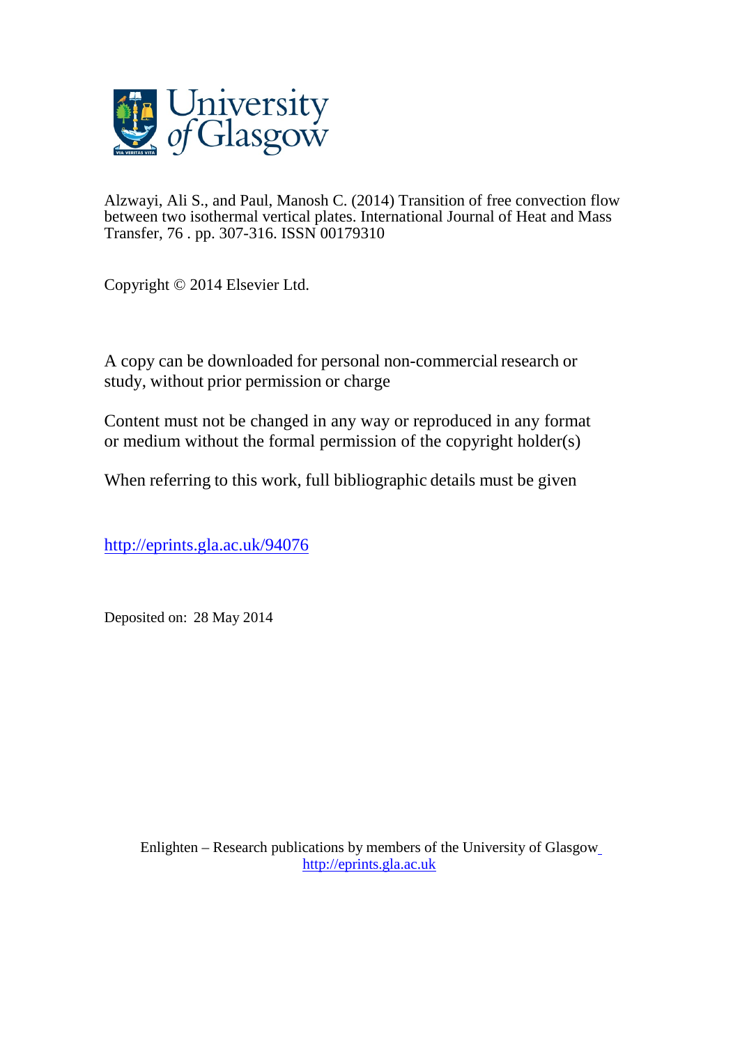University of Glasgow

Alzwayi, Ali S., and Paul, Manosh C. (2014) Transition of free convection flow between two isothermal vertical plates. International Journal of Heat and Mass Transfer, 76 . pp. 307-316. ISSN 00179310

Copyright © 2014 Elsevier Ltd.

A copy can be downloaded for personal non-commercial research or study, without prior permission or charge

Content must not be changed in any way or reproduced in any format or medium without the formal permission of the copyright holder(s)

When referring to this work, full bibliographic details must be given

http://eprints.gla.ac.uk/94076

Deposited on: 28 May 2014

Enlighten – Research publications by members of the University of Glasgow
http://eprints.gla.ac.uk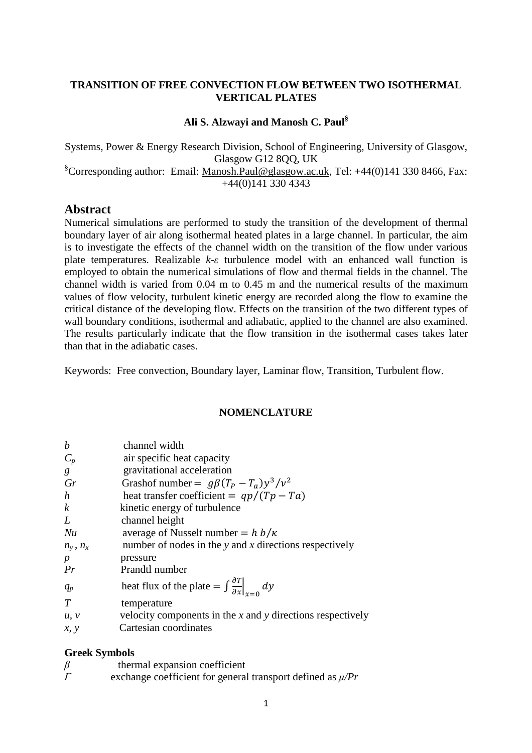**TRANSITION OF FREE CONVECTION FLOW BETWEEN TWO ISOTHERMAL VERTICAL PLATES**

**Ali S. Alzwayi and Manosh C. Paul[§]**

Systems, Power & Energy Research Division, School of Engineering, University of Glasgow, Glasgow G12 8QQ, UK

[§]Corresponding author: Email: Manosh.Paul@glasgow.ac.uk, Tel: +44(0)141 330 8466, Fax: +44(0)141 330 4343

## Abstract

Numerical simulations are performed to study the transition of the development of thermal boundary layer of air along isothermal heated plates in a large channel. In particular, the aim is to investigate the effects of the channel width on the transition of the flow under various plate temperatures. Realizable *k-ε* turbulence model with an enhanced wall function is employed to obtain the numerical simulations of flow and thermal fields in the channel. The channel width is varied from 0.04 m to 0.45 m and the numerical results of the maximum values of flow velocity, turbulent kinetic energy are recorded along the flow to examine the critical distance of the developing flow. Effects on the transition of the two different types of wall boundary conditions, isothermal and adiabatic, applied to the channel are also examined. The results particularly indicate that the flow transition in the isothermal cases takes later than that in the adiabatic cases.

Keywords: Free convection, Boundary layer, Laminar flow, Transition, Turbulent flow.

**NOMENCLATURE**

| | |
|---|---|
| $b$ | channel width |
| $C_p$ | air specific heat capacity |
| $g$ | gravitational acceleration |
| $Gr$ | Grashof number = $g\beta(T_P - T_a)y^3/\nu^2$ |
| $h$ | heat transfer coefficient = $qp/(Tp - Ta)$ |
| $k$ | kinetic energy of turbulence |
| $L$ | channel height |
| $Nu$ | average of Nusselt number = $h\,b/\kappa$ |
| $n_y$ , $n_x$ | number of nodes in the $y$ and $x$ directions respectively |
| $p$ | pressure |
| $Pr$ | Prandtl number |
| $q_p$ | heat flux of the plate = $\int \frac{\partial T}{\partial x}\Big\|_{x=0} dy$ |
| $T$ | temperature |
| $u$, $v$ | velocity components in the $x$ and $y$ directions respectively |
| $x$, $y$ | Cartesian coordinates |

**Greek Symbols**

| | |
|---|---|
| $\beta$ | thermal expansion coefficient |
| $\Gamma$ | exchange coefficient for general transport defined as $\mu/Pr$ |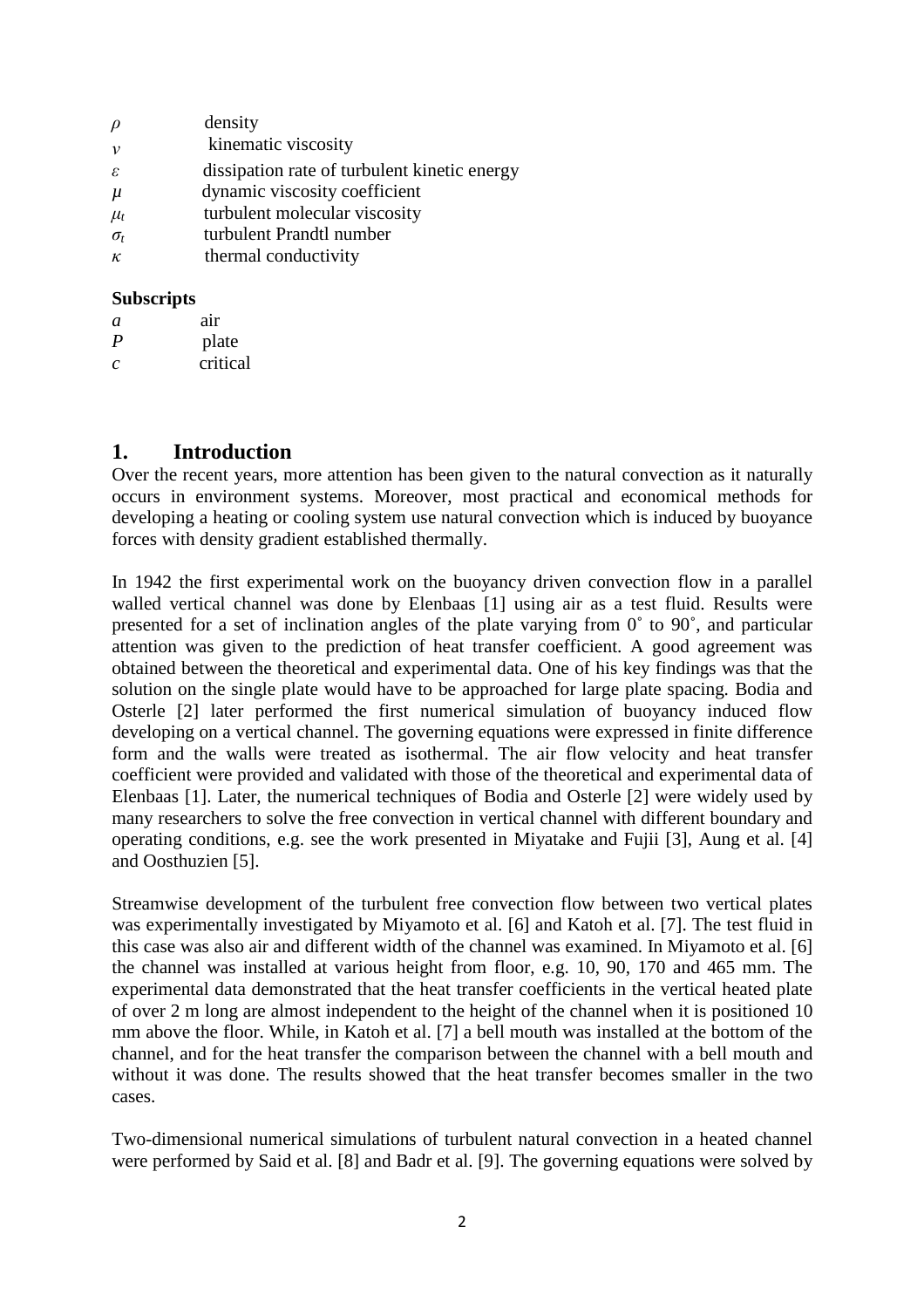| | |
|---|---|
| $\rho$ | density |
| $v$ | kinematic viscosity |
| $\varepsilon$ | dissipation rate of turbulent kinetic energy |
| $\mu$ | dynamic viscosity coefficient |
| $\mu_t$ | turbulent molecular viscosity |
| $\sigma_t$ | turbulent Prandtl number |
| $\kappa$ | thermal conductivity |

**Subscripts**

| | |
|---|---|
| *a* | air |
| *P* | plate |
| *c* | critical |

## 1. Introduction

Over the recent years, more attention has been given to the natural convection as it naturally occurs in environment systems. Moreover, most practical and economical methods for developing a heating or cooling system use natural convection which is induced by buoyance forces with density gradient established thermally.

In 1942 the first experimental work on the buoyancy driven convection flow in a parallel walled vertical channel was done by Elenbaas [1] using air as a test fluid. Results were presented for a set of inclination angles of the plate varying from 0˚ to 90˚, and particular attention was given to the prediction of heat transfer coefficient. A good agreement was obtained between the theoretical and experimental data. One of his key findings was that the solution on the single plate would have to be approached for large plate spacing. Bodia and Osterle [2] later performed the first numerical simulation of buoyancy induced flow developing on a vertical channel. The governing equations were expressed in finite difference form and the walls were treated as isothermal. The air flow velocity and heat transfer coefficient were provided and validated with those of the theoretical and experimental data of Elenbaas [1]. Later, the numerical techniques of Bodia and Osterle [2] were widely used by many researchers to solve the free convection in vertical channel with different boundary and operating conditions, e.g. see the work presented in Miyatake and Fujii [3], Aung et al. [4] and Oosthuzien [5].

Streamwise development of the turbulent free convection flow between two vertical plates was experimentally investigated by Miyamoto et al. [6] and Katoh et al. [7]. The test fluid in this case was also air and different width of the channel was examined. In Miyamoto et al. [6] the channel was installed at various height from floor, e.g. 10, 90, 170 and 465 mm. The experimental data demonstrated that the heat transfer coefficients in the vertical heated plate of over 2 m long are almost independent to the height of the channel when it is positioned 10 mm above the floor. While, in Katoh et al. [7] a bell mouth was installed at the bottom of the channel, and for the heat transfer the comparison between the channel with a bell mouth and without it was done. The results showed that the heat transfer becomes smaller in the two cases.

Two-dimensional numerical simulations of turbulent natural convection in a heated channel were performed by Said et al. [8] and Badr et al. [9]. The governing equations were solved by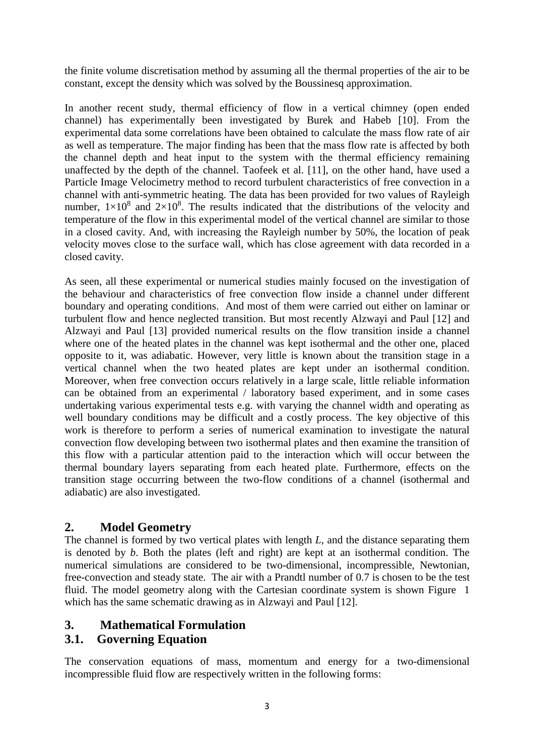the finite volume discretisation method by assuming all the thermal properties of the air to be constant, except the density which was solved by the Boussinesq approximation.

In another recent study, thermal efficiency of flow in a vertical chimney (open ended channel) has experimentally been investigated by Burek and Habeb [10]. From the experimental data some correlations have been obtained to calculate the mass flow rate of air as well as temperature. The major finding has been that the mass flow rate is affected by both the channel depth and heat input to the system with the thermal efficiency remaining unaffected by the depth of the channel. Taofeek et al. [11], on the other hand, have used a Particle Image Velocimetry method to record turbulent characteristics of free convection in a channel with anti-symmetric heating. The data has been provided for two values of Rayleigh number, $1\times10^{8}$ and $2\times10^{8}$. The results indicated that the distributions of the velocity and temperature of the flow in this experimental model of the vertical channel are similar to those in a closed cavity. And, with increasing the Rayleigh number by 50%, the location of peak velocity moves close to the surface wall, which has close agreement with data recorded in a closed cavity.

As seen, all these experimental or numerical studies mainly focused on the investigation of the behaviour and characteristics of free convection flow inside a channel under different boundary and operating conditions. And most of them were carried out either on laminar or turbulent flow and hence neglected transition. But most recently Alzwayi and Paul [12] and Alzwayi and Paul [13] provided numerical results on the flow transition inside a channel where one of the heated plates in the channel was kept isothermal and the other one, placed opposite to it, was adiabatic. However, very little is known about the transition stage in a vertical channel when the two heated plates are kept under an isothermal condition. Moreover, when free convection occurs relatively in a large scale, little reliable information can be obtained from an experimental / laboratory based experiment, and in some cases undertaking various experimental tests e.g. with varying the channel width and operating as well boundary conditions may be difficult and a costly process. The key objective of this work is therefore to perform a series of numerical examination to investigate the natural convection flow developing between two isothermal plates and then examine the transition of this flow with a particular attention paid to the interaction which will occur between the thermal boundary layers separating from each heated plate. Furthermore, effects on the transition stage occurring between the two-flow conditions of a channel (isothermal and adiabatic) are also investigated.

## 2. Model Geometry

The channel is formed by two vertical plates with length *L*, and the distance separating them is denoted by *b*. Both the plates (left and right) are kept at an isothermal condition. The numerical simulations are considered to be two-dimensional, incompressible, Newtonian, free-convection and steady state. The air with a Prandtl number of 0.7 is chosen to be the test fluid. The model geometry along with the Cartesian coordinate system is shown Figure 1 which has the same schematic drawing as in Alzwayi and Paul [12].

## 3. Mathematical Formulation

### 3.1. Governing Equation

The conservation equations of mass, momentum and energy for a two-dimensional incompressible fluid flow are respectively written in the following forms: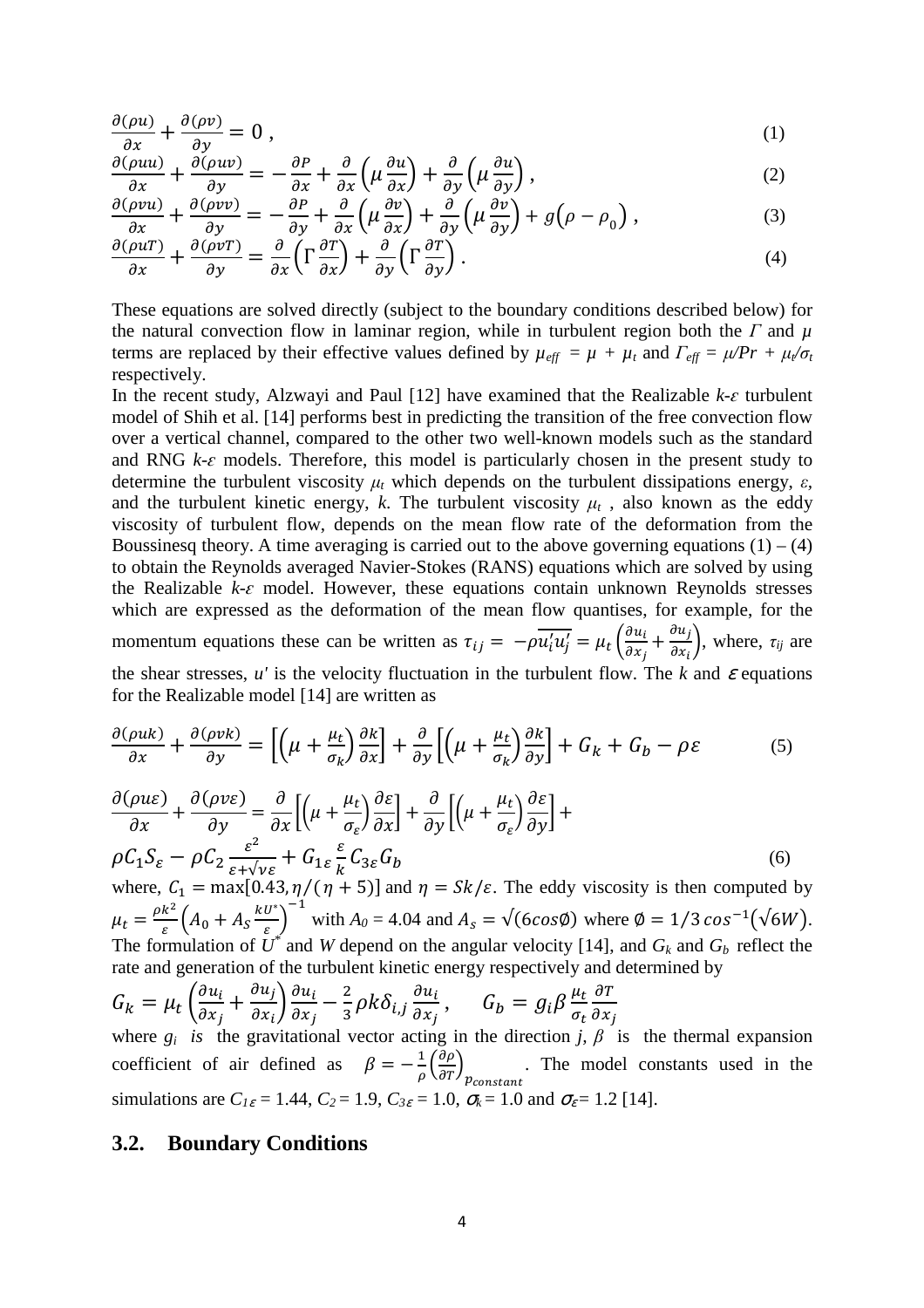$$\frac{\partial(\rho u)}{\partial x} + \frac{\partial(\rho v)}{\partial y} = 0 \, , \tag{1}$$

$$\frac{\partial(\rho uu)}{\partial x} + \frac{\partial(\rho uv)}{\partial y} = -\frac{\partial P}{\partial x} + \frac{\partial}{\partial x}\left(\mu \frac{\partial u}{\partial x}\right) + \frac{\partial}{\partial y}\left(\mu \frac{\partial u}{\partial y}\right) , \tag{2}$$

$$\frac{\partial(\rho vu)}{\partial x} + \frac{\partial(\rho vv)}{\partial y} = -\frac{\partial P}{\partial y} + \frac{\partial}{\partial x}\left(\mu \frac{\partial v}{\partial x}\right) + \frac{\partial}{\partial y}\left(\mu \frac{\partial v}{\partial y}\right) + g\left(\rho - \rho_0\right) , \tag{3}$$

$$\frac{\partial(\rho uT)}{\partial x} + \frac{\partial(\rho vT)}{\partial y} = \frac{\partial}{\partial x}\left(\Gamma \frac{\partial T}{\partial x}\right) + \frac{\partial}{\partial y}\left(\Gamma \frac{\partial T}{\partial y}\right) . \tag{4}$$

These equations are solved directly (subject to the boundary conditions described below) for the natural convection flow in laminar region, while in turbulent region both the $\Gamma$ and $\mu$ terms are replaced by their effective values defined by $\mu_{eff} = \mu + \mu_t$ and $\Gamma_{eff} = \mu/Pr + \mu_t/\sigma_t$ respectively.

In the recent study, Alzwayi and Paul [12] have examined that the Realizable $k$-$\varepsilon$ turbulent model of Shih et al. [14] performs best in predicting the transition of the free convection flow over a vertical channel, compared to the other two well-known models such as the standard and RNG $k$-$\varepsilon$ models. Therefore, this model is particularly chosen in the present study to determine the turbulent viscosity $\mu_t$ which depends on the turbulent dissipations energy, $\varepsilon$, and the turbulent kinetic energy, $k$. The turbulent viscosity $\mu_t$ , also known as the eddy viscosity of turbulent flow, depends on the mean flow rate of the deformation from the Boussinesq theory. A time averaging is carried out to the above governing equations (1) – (4) to obtain the Reynolds averaged Navier-Stokes (RANS) equations which are solved by using the Realizable $k$-$\varepsilon$ model. However, these equations contain unknown Reynolds stresses which are expressed as the deformation of the mean flow quantises, for example, for the momentum equations these can be written as $\tau_{ij} = -\rho\overline{u_i' u_j'} = \mu_t \left(\frac{\partial u_i}{\partial x_j} + \frac{\partial u_j}{\partial x_i}\right)$, where, $\tau_{ij}$ are the shear stresses, $u'$ is the velocity fluctuation in the turbulent flow. The $k$ and $\varepsilon$ equations for the Realizable model [14] are written as

$$\frac{\partial(\rho uk)}{\partial x} + \frac{\partial(\rho vk)}{\partial y} = \left[\left(\mu + \frac{\mu_t}{\sigma_k}\right)\frac{\partial k}{\partial x}\right] + \frac{\partial}{\partial y}\left[\left(\mu + \frac{\mu_t}{\sigma_k}\right)\frac{\partial k}{\partial y}\right] + G_k + G_b - \rho\varepsilon \tag{5}$$

$$\frac{\partial(\rho u\varepsilon)}{\partial x} + \frac{\partial(\rho v\varepsilon)}{\partial y} = \frac{\partial}{\partial x}\left[\left(\mu + \frac{\mu_t}{\sigma_\varepsilon}\right)\frac{\partial \varepsilon}{\partial x}\right] + \frac{\partial}{\partial y}\left[\left(\mu + \frac{\mu_t}{\sigma_\varepsilon}\right)\frac{\partial \varepsilon}{\partial y}\right] + \rho C_1 S_\varepsilon - \rho C_2 \frac{\varepsilon^2}{\varepsilon + \sqrt{\nu\varepsilon}} + G_{1\varepsilon}\frac{\varepsilon}{k}C_{3\varepsilon}G_b \tag{6}$$

where, $C_1 = \max[0.43, \eta/(\eta+5)]$ and $\eta = Sk/\varepsilon$. The eddy viscosity is then computed by $\mu_t = \frac{\rho k^2}{\varepsilon}\left(A_0 + A_S \frac{kU^*}{\varepsilon}\right)^{-1}$ with $A_0 = 4.04$ and $A_s = \sqrt{(6\cos\emptyset)}$ where $\emptyset = 1/3\cos^{-1}\left(\sqrt{6}W\right)$. The formulation of $U^*$ and $W$ depend on the angular velocity [14], and $G_k$ and $G_b$ reflect the rate and generation of the turbulent kinetic energy respectively and determined by

$$G_k = \mu_t \left(\frac{\partial u_i}{\partial x_j} + \frac{\partial u_j}{\partial x_i}\right)\frac{\partial u_i}{\partial x_j} - \frac{2}{3}\rho k \delta_{i,j}\frac{\partial u_i}{\partial x_j}, \qquad G_b = g_i \beta \frac{\mu_t}{\sigma_t}\frac{\partial T}{\partial x_j}$$

where $g_i$ *is* the gravitational vector acting in the direction $j$, $\beta$ is the thermal expansion coefficient of air defined as $\beta = -\frac{1}{\rho}\left(\frac{\partial \rho}{\partial T}\right)_{p_{constant}}$. The model constants used in the simulations are $C_{1\varepsilon} = 1.44$, $C_2 = 1.9$, $C_{3\varepsilon} = 1.0$, $\sigma_k = 1.0$ and $\sigma_\varepsilon = 1.2$ [14].

## 3.2. Boundary Conditions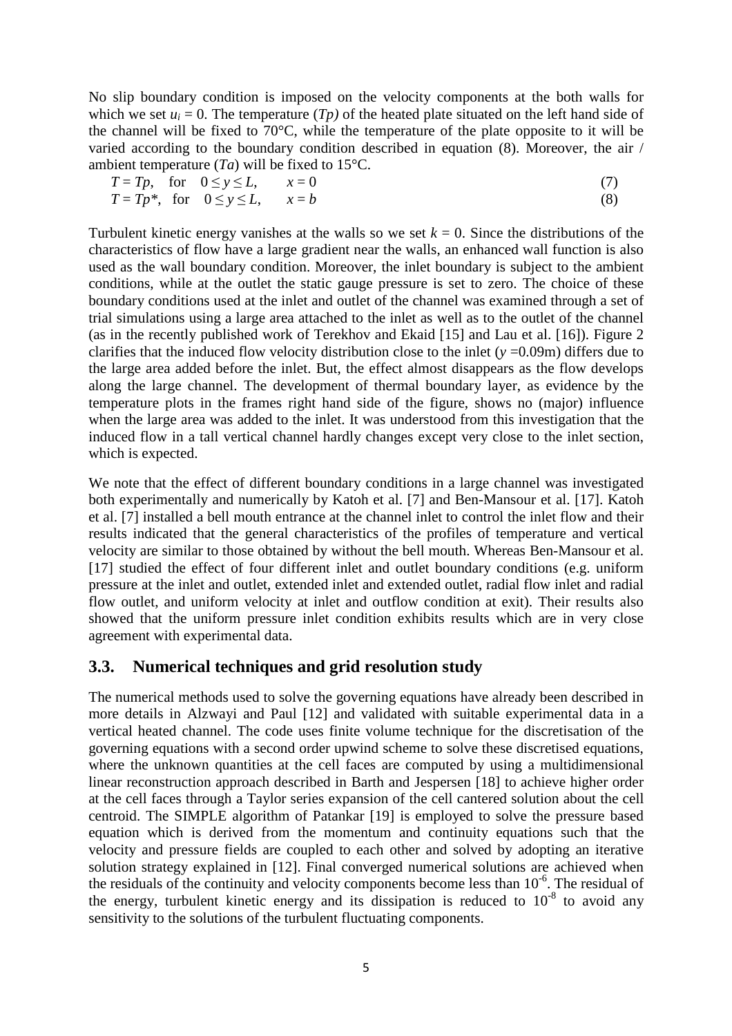No slip boundary condition is imposed on the velocity components at the both walls for which we set $u_i = 0$. The temperature ($Tp$) of the heated plate situated on the left hand side of the channel will be fixed to 70°C, while the temperature of the plate opposite to it will be varied according to the boundary condition described in equation (8). Moreover, the air / ambient temperature ($Ta$) will be fixed to 15°C.

$$T = Tp, \quad \text{for} \quad 0 \le y \le L, \qquad x = 0 \tag{7}$$

$$T = Tp^{*}, \quad \text{for} \quad 0 \le y \le L, \qquad x = b \tag{8}$$

Turbulent kinetic energy vanishes at the walls so we set $k = 0$. Since the distributions of the characteristics of flow have a large gradient near the walls, an enhanced wall function is also used as the wall boundary condition. Moreover, the inlet boundary is subject to the ambient conditions, while at the outlet the static gauge pressure is set to zero. The choice of these boundary conditions used at the inlet and outlet of the channel was examined through a set of trial simulations using a large area attached to the inlet as well as to the outlet of the channel (as in the recently published work of Terekhov and Ekaid [15] and Lau et al. [16]). Figure 2 clarifies that the induced flow velocity distribution close to the inlet ($y$ =0.09m) differs due to the large area added before the inlet. But, the effect almost disappears as the flow develops along the large channel. The development of thermal boundary layer, as evidence by the temperature plots in the frames right hand side of the figure, shows no (major) influence when the large area was added to the inlet. It was understood from this investigation that the induced flow in a tall vertical channel hardly changes except very close to the inlet section, which is expected.

We note that the effect of different boundary conditions in a large channel was investigated both experimentally and numerically by Katoh et al. [7] and Ben-Mansour et al. [17]. Katoh et al. [7] installed a bell mouth entrance at the channel inlet to control the inlet flow and their results indicated that the general characteristics of the profiles of temperature and vertical velocity are similar to those obtained by without the bell mouth. Whereas Ben-Mansour et al. [17] studied the effect of four different inlet and outlet boundary conditions (e.g. uniform pressure at the inlet and outlet, extended inlet and extended outlet, radial flow inlet and radial flow outlet, and uniform velocity at inlet and outflow condition at exit). Their results also showed that the uniform pressure inlet condition exhibits results which are in very close agreement with experimental data.

## 3.3. Numerical techniques and grid resolution study

The numerical methods used to solve the governing equations have already been described in more details in Alzwayi and Paul [12] and validated with suitable experimental data in a vertical heated channel. The code uses finite volume technique for the discretisation of the governing equations with a second order upwind scheme to solve these discretised equations, where the unknown quantities at the cell faces are computed by using a multidimensional linear reconstruction approach described in Barth and Jespersen [18] to achieve higher order at the cell faces through a Taylor series expansion of the cell cantered solution about the cell centroid. The SIMPLE algorithm of Patankar [19] is employed to solve the pressure based equation which is derived from the momentum and continuity equations such that the velocity and pressure fields are coupled to each other and solved by adopting an iterative solution strategy explained in [12]. Final converged numerical solutions are achieved when the residuals of the continuity and velocity components become less than $10^{-6}$. The residual of the energy, turbulent kinetic energy and its dissipation is reduced to $10^{-8}$ to avoid any sensitivity to the solutions of the turbulent fluctuating components.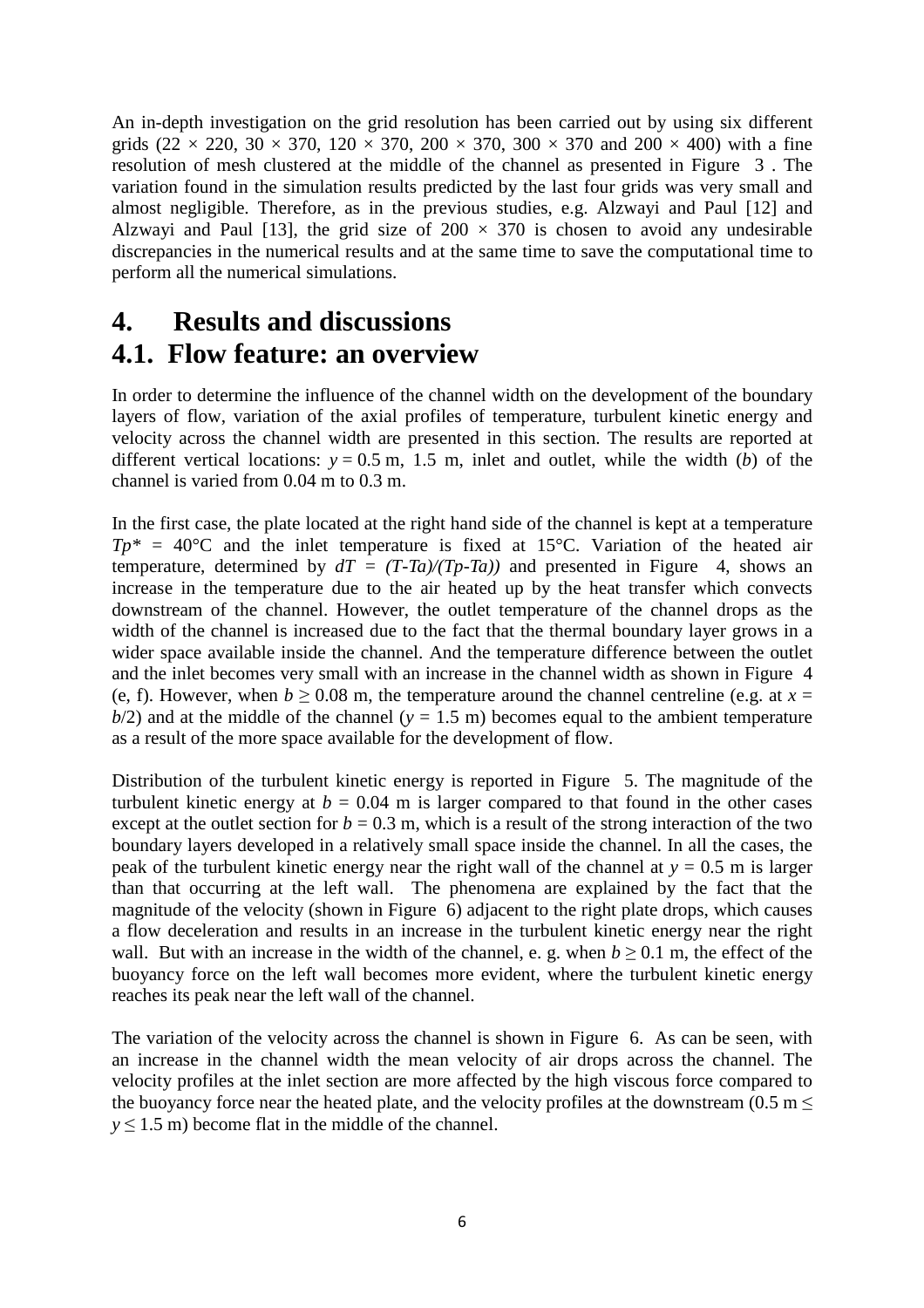An in-depth investigation on the grid resolution has been carried out by using six different grids ($22 \times 220$, $30 \times 370$, $120 \times 370$, $200 \times 370$, $300 \times 370$ and $200 \times 400$) with a fine resolution of mesh clustered at the middle of the channel as presented in Figure 3 . The variation found in the simulation results predicted by the last four grids was very small and almost negligible. Therefore, as in the previous studies, e.g. Alzwayi and Paul [12] and Alzwayi and Paul [13], the grid size of $200 \times 370$ is chosen to avoid any undesirable discrepancies in the numerical results and at the same time to save the computational time to perform all the numerical simulations.

# 4. Results and discussions

## 4.1. Flow feature: an overview

In order to determine the influence of the channel width on the development of the boundary layers of flow, variation of the axial profiles of temperature, turbulent kinetic energy and velocity across the channel width are presented in this section. The results are reported at different vertical locations: $y = 0.5$ m, 1.5 m, inlet and outlet, while the width ($b$) of the channel is varied from 0.04 m to 0.3 m.

In the first case, the plate located at the right hand side of the channel is kept at a temperature $Tp^* = 40$°C and the inlet temperature is fixed at 15°C. Variation of the heated air temperature, determined by $dT = (T-Ta)/(Tp-Ta)$ and presented in Figure 4, shows an increase in the temperature due to the air heated up by the heat transfer which convects downstream of the channel. However, the outlet temperature of the channel drops as the width of the channel is increased due to the fact that the thermal boundary layer grows in a wider space available inside the channel. And the temperature difference between the outlet and the inlet becomes very small with an increase in the channel width as shown in Figure 4 (e, f). However, when $b \geq 0.08$ m, the temperature around the channel centreline (e.g. at $x = b/2$) and at the middle of the channel ($y = 1.5$ m) becomes equal to the ambient temperature as a result of the more space available for the development of flow.

Distribution of the turbulent kinetic energy is reported in Figure 5. The magnitude of the turbulent kinetic energy at $b = 0.04$ m is larger compared to that found in the other cases except at the outlet section for $b = 0.3$ m, which is a result of the strong interaction of the two boundary layers developed in a relatively small space inside the channel. In all the cases, the peak of the turbulent kinetic energy near the right wall of the channel at $y = 0.5$ m is larger than that occurring at the left wall. The phenomena are explained by the fact that the magnitude of the velocity (shown in Figure 6) adjacent to the right plate drops, which causes a flow deceleration and results in an increase in the turbulent kinetic energy near the right wall. But with an increase in the width of the channel, e. g. when $b \geq 0.1$ m, the effect of the buoyancy force on the left wall becomes more evident, where the turbulent kinetic energy reaches its peak near the left wall of the channel.

The variation of the velocity across the channel is shown in Figure 6. As can be seen, with an increase in the channel width the mean velocity of air drops across the channel. The velocity profiles at the inlet section are more affected by the high viscous force compared to the buoyancy force near the heated plate, and the velocity profiles at the downstream ($0.5 \text{ m} \leq y \leq 1.5$ m) become flat in the middle of the channel.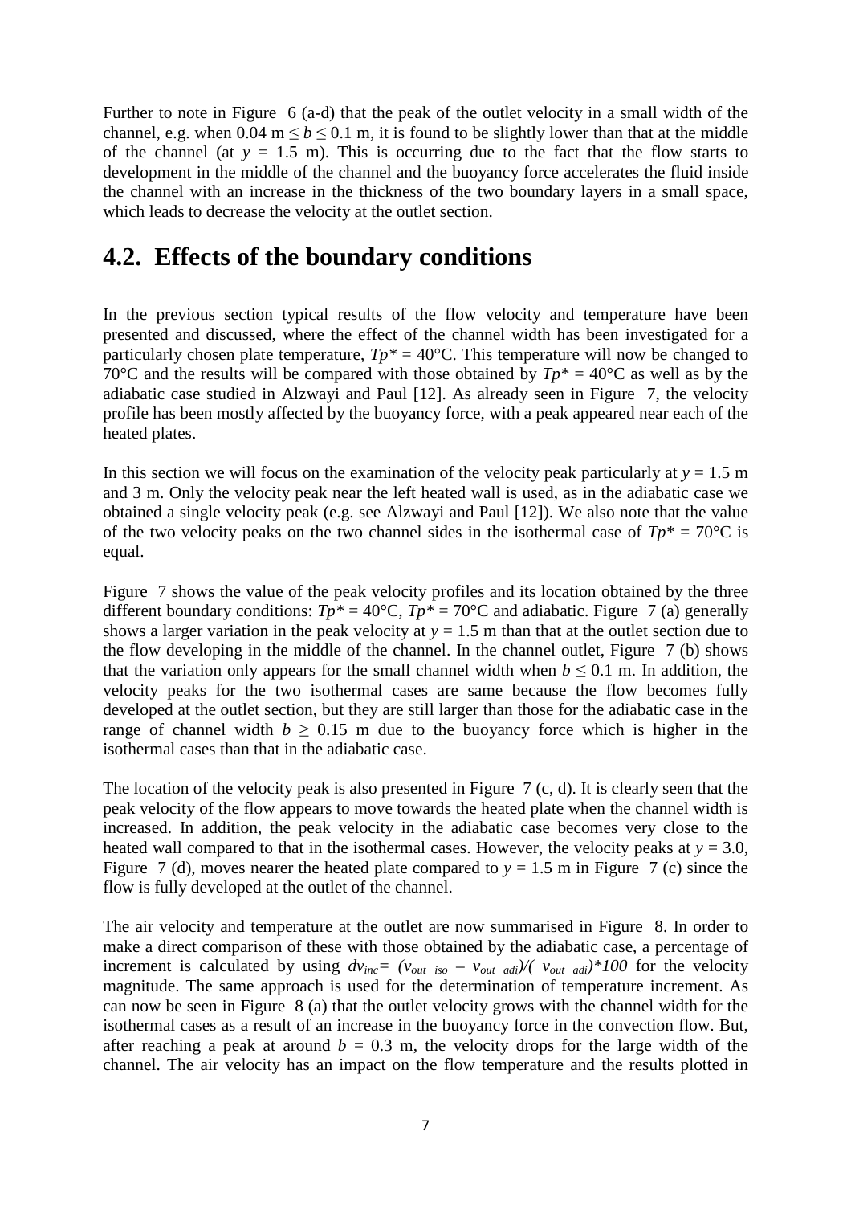Further to note in Figure 6 (a-d) that the peak of the outlet velocity in a small width of the channel, e.g. when $0.04 \text{ m} \leq b \leq 0.1$ m, it is found to be slightly lower than that at the middle of the channel (at $y = 1.5$ m). This is occurring due to the fact that the flow starts to development in the middle of the channel and the buoyancy force accelerates the fluid inside the channel with an increase in the thickness of the two boundary layers in a small space, which leads to decrease the velocity at the outlet section.

## 4.2. Effects of the boundary conditions

In the previous section typical results of the flow velocity and temperature have been presented and discussed, where the effect of the channel width has been investigated for a particularly chosen plate temperature, $Tp^* = 40$°C. This temperature will now be changed to 70°C and the results will be compared with those obtained by $Tp^* = 40$°C as well as by the adiabatic case studied in Alzwayi and Paul [12]. As already seen in Figure 7, the velocity profile has been mostly affected by the buoyancy force, with a peak appeared near each of the heated plates.

In this section we will focus on the examination of the velocity peak particularly at $y = 1.5$ m and 3 m. Only the velocity peak near the left heated wall is used, as in the adiabatic case we obtained a single velocity peak (e.g. see Alzwayi and Paul [12]). We also note that the value of the two velocity peaks on the two channel sides in the isothermal case of $Tp^* = 70$°C is equal.

Figure 7 shows the value of the peak velocity profiles and its location obtained by the three different boundary conditions: $Tp^* = 40$°C, $Tp^* = 70$°C and adiabatic. Figure 7 (a) generally shows a larger variation in the peak velocity at $y = 1.5$ m than that at the outlet section due to the flow developing in the middle of the channel. In the channel outlet, Figure 7 (b) shows that the variation only appears for the small channel width when $b \leq 0.1$ m. In addition, the velocity peaks for the two isothermal cases are same because the flow becomes fully developed at the outlet section, but they are still larger than those for the adiabatic case in the range of channel width $b \geq 0.15$ m due to the buoyancy force which is higher in the isothermal cases than that in the adiabatic case.

The location of the velocity peak is also presented in Figure 7 (c, d). It is clearly seen that the peak velocity of the flow appears to move towards the heated plate when the channel width is increased. In addition, the peak velocity in the adiabatic case becomes very close to the heated wall compared to that in the isothermal cases. However, the velocity peaks at $y = 3.0$, Figure 7 (d), moves nearer the heated plate compared to $y = 1.5$ m in Figure 7 (c) since the flow is fully developed at the outlet of the channel.

The air velocity and temperature at the outlet are now summarised in Figure 8. In order to make a direct comparison of these with those obtained by the adiabatic case, a percentage of increment is calculated by using $dv_{inc} = (v_{out\ iso} - v_{out\ adi})/(v_{out\ adi})*100$ for the velocity magnitude. The same approach is used for the determination of temperature increment. As can now be seen in Figure 8 (a) that the outlet velocity grows with the channel width for the isothermal cases as a result of an increase in the buoyancy force in the convection flow. But, after reaching a peak at around $b = 0.3$ m, the velocity drops for the large width of the channel. The air velocity has an impact on the flow temperature and the results plotted in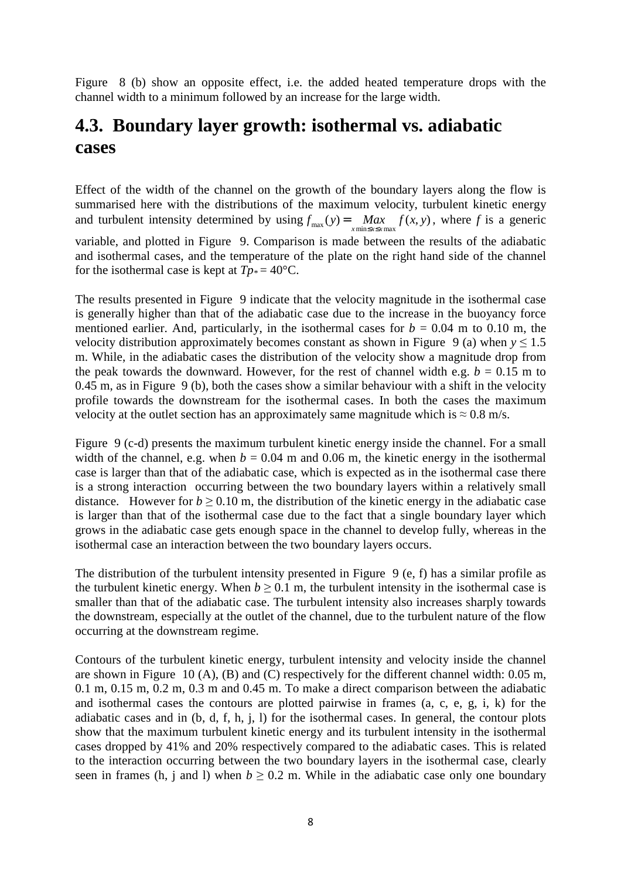Figure 8 (b) show an opposite effect, i.e. the added heated temperature drops with the channel width to a minimum followed by an increase for the large width.

## 4.3. Boundary layer growth: isothermal vs. adiabatic cases

Effect of the width of the channel on the growth of the boundary layers along the flow is summarised here with the distributions of the maximum velocity, turbulent kinetic energy and turbulent intensity determined by using $f_{\max}(y) = \underset{x\min \le x \le x\max}{Max} f(x,y)$, where $f$ is a generic variable, and plotted in Figure 9. Comparison is made between the results of the adiabatic and isothermal cases, and the temperature of the plate on the right hand side of the channel for the isothermal case is kept at $Tp_* = 40°C$.

The results presented in Figure 9 indicate that the velocity magnitude in the isothermal case is generally higher than that of the adiabatic case due to the increase in the buoyancy force mentioned earlier. And, particularly, in the isothermal cases for $b$ = 0.04 m to 0.10 m, the velocity distribution approximately becomes constant as shown in Figure 9 (a) when $y \le 1.5$ m. While, in the adiabatic cases the distribution of the velocity show a magnitude drop from the peak towards the downward. However, for the rest of channel width e.g. $b$ = 0.15 m to 0.45 m, as in Figure 9 (b), both the cases show a similar behaviour with a shift in the velocity profile towards the downstream for the isothermal cases. In both the cases the maximum velocity at the outlet section has an approximately same magnitude which is ≈ 0.8 m/s.

Figure 9 (c-d) presents the maximum turbulent kinetic energy inside the channel. For a small width of the channel, e.g. when $b$ = 0.04 m and 0.06 m, the kinetic energy in the isothermal case is larger than that of the adiabatic case, which is expected as in the isothermal case there is a strong interaction occurring between the two boundary layers within a relatively small distance. However for $b \ge 0.10$ m, the distribution of the kinetic energy in the adiabatic case is larger than that of the isothermal case due to the fact that a single boundary layer which grows in the adiabatic case gets enough space in the channel to develop fully, whereas in the isothermal case an interaction between the two boundary layers occurs.

The distribution of the turbulent intensity presented in Figure 9 (e, f) has a similar profile as the turbulent kinetic energy. When $b \ge 0.1$ m, the turbulent intensity in the isothermal case is smaller than that of the adiabatic case. The turbulent intensity also increases sharply towards the downstream, especially at the outlet of the channel, due to the turbulent nature of the flow occurring at the downstream regime.

Contours of the turbulent kinetic energy, turbulent intensity and velocity inside the channel are shown in Figure 10 (A), (B) and (C) respectively for the different channel width: 0.05 m, 0.1 m, 0.15 m, 0.2 m, 0.3 m and 0.45 m. To make a direct comparison between the adiabatic and isothermal cases the contours are plotted pairwise in frames (a, c, e, g, i, k) for the adiabatic cases and in (b, d, f, h, j, l) for the isothermal cases. In general, the contour plots show that the maximum turbulent kinetic energy and its turbulent intensity in the isothermal cases dropped by 41% and 20% respectively compared to the adiabatic cases. This is related to the interaction occurring between the two boundary layers in the isothermal case, clearly seen in frames (h, j and l) when $b \ge 0.2$ m. While in the adiabatic case only one boundary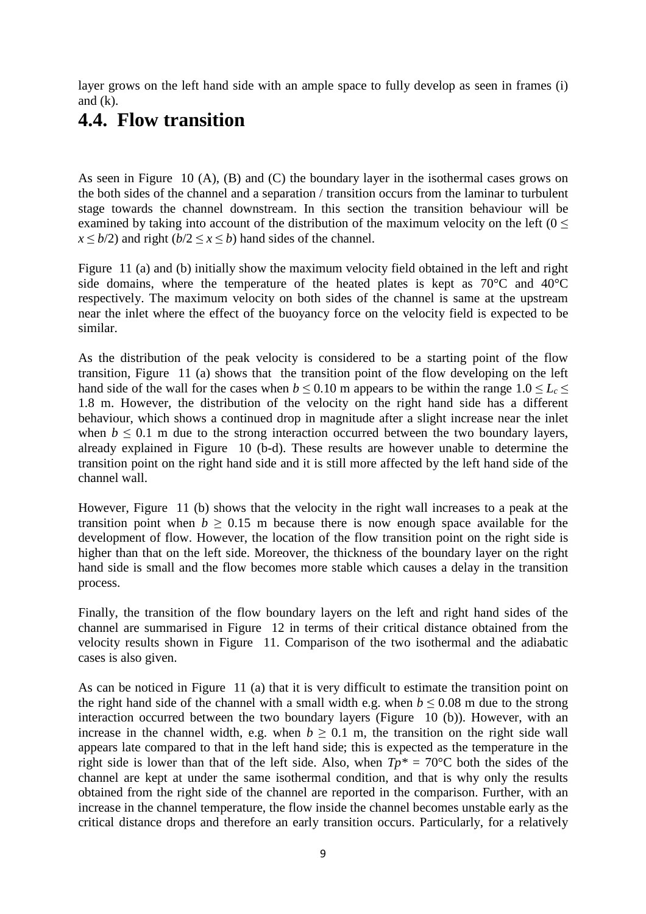layer grows on the left hand side with an ample space to fully develop as seen in frames (i) and (k).

## 4.4. Flow transition

As seen in Figure 10 (A), (B) and (C) the boundary layer in the isothermal cases grows on the both sides of the channel and a separation / transition occurs from the laminar to turbulent stage towards the channel downstream. In this section the transition behaviour will be examined by taking into account of the distribution of the maximum velocity on the left ($0 \leq x \leq b/2$) and right ($b/2 \leq x \leq b$) hand sides of the channel.

Figure 11 (a) and (b) initially show the maximum velocity field obtained in the left and right side domains, where the temperature of the heated plates is kept as 70°C and 40°C respectively. The maximum velocity on both sides of the channel is same at the upstream near the inlet where the effect of the buoyancy force on the velocity field is expected to be similar.

As the distribution of the peak velocity is considered to be a starting point of the flow transition, Figure 11 (a) shows that the transition point of the flow developing on the left hand side of the wall for the cases when $b \leq 0.10$ m appears to be within the range $1.0 \leq L_c \leq 1.8$ m. However, the distribution of the velocity on the right hand side has a different behaviour, which shows a continued drop in magnitude after a slight increase near the inlet when $b \leq 0.1$ m due to the strong interaction occurred between the two boundary layers, already explained in Figure 10 (b-d). These results are however unable to determine the transition point on the right hand side and it is still more affected by the left hand side of the channel wall.

However, Figure 11 (b) shows that the velocity in the right wall increases to a peak at the transition point when $b \geq 0.15$ m because there is now enough space available for the development of flow. However, the location of the flow transition point on the right side is higher than that on the left side. Moreover, the thickness of the boundary layer on the right hand side is small and the flow becomes more stable which causes a delay in the transition process.

Finally, the transition of the flow boundary layers on the left and right hand sides of the channel are summarised in Figure 12 in terms of their critical distance obtained from the velocity results shown in Figure 11. Comparison of the two isothermal and the adiabatic cases is also given.

As can be noticed in Figure 11 (a) that it is very difficult to estimate the transition point on the right hand side of the channel with a small width e.g. when $b \leq 0.08$ m due to the strong interaction occurred between the two boundary layers (Figure 10 (b)). However, with an increase in the channel width, e.g. when $b \geq 0.1$ m, the transition on the right side wall appears late compared to that in the left hand side; this is expected as the temperature in the right side is lower than that of the left side. Also, when $Tp^* = 70$°C both the sides of the channel are kept at under the same isothermal condition, and that is why only the results obtained from the right side of the channel are reported in the comparison. Further, with an increase in the channel temperature, the flow inside the channel becomes unstable early as the critical distance drops and therefore an early transition occurs. Particularly, for a relatively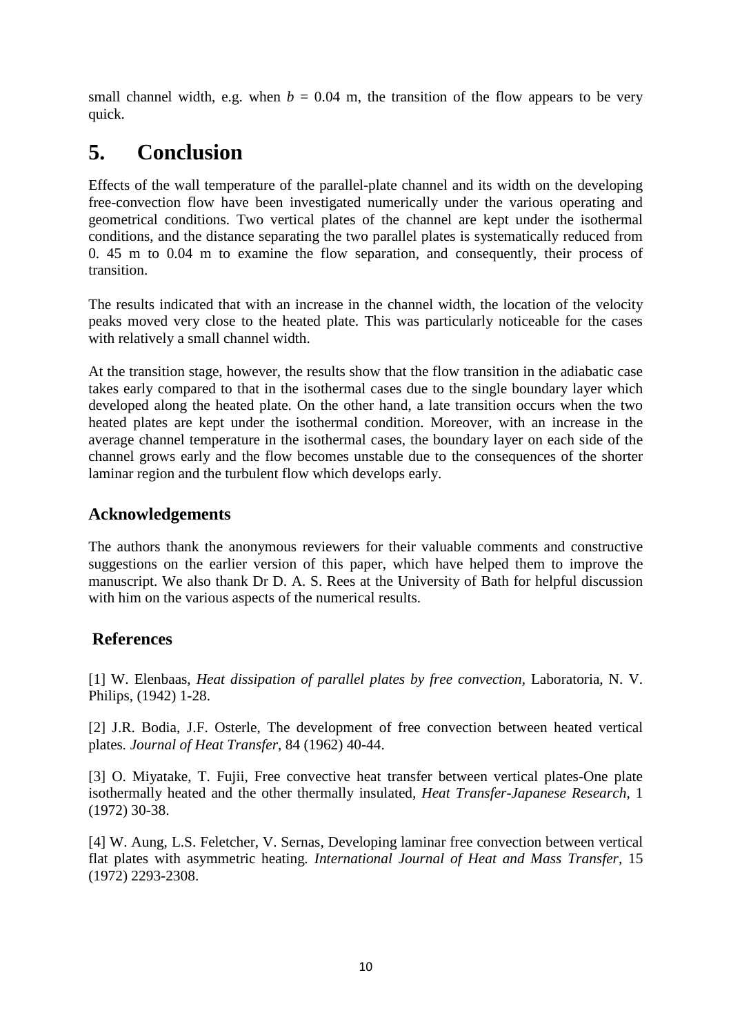small channel width, e.g. when $b$ = 0.04 m, the transition of the flow appears to be very quick.

# 5. Conclusion

Effects of the wall temperature of the parallel-plate channel and its width on the developing free-convection flow have been investigated numerically under the various operating and geometrical conditions. Two vertical plates of the channel are kept under the isothermal conditions, and the distance separating the two parallel plates is systematically reduced from 0. 45 m to 0.04 m to examine the flow separation, and consequently, their process of transition.

The results indicated that with an increase in the channel width, the location of the velocity peaks moved very close to the heated plate. This was particularly noticeable for the cases with relatively a small channel width.

At the transition stage, however, the results show that the flow transition in the adiabatic case takes early compared to that in the isothermal cases due to the single boundary layer which developed along the heated plate. On the other hand, a late transition occurs when the two heated plates are kept under the isothermal condition. Moreover, with an increase in the average channel temperature in the isothermal cases, the boundary layer on each side of the channel grows early and the flow becomes unstable due to the consequences of the shorter laminar region and the turbulent flow which develops early.

## Acknowledgements

The authors thank the anonymous reviewers for their valuable comments and constructive suggestions on the earlier version of this paper, which have helped them to improve the manuscript. We also thank Dr D. A. S. Rees at the University of Bath for helpful discussion with him on the various aspects of the numerical results.

## References

[1] W. Elenbaas, *Heat dissipation of parallel plates by free convection*, Laboratoria, N. V. Philips, (1942) 1-28.

[2] J.R. Bodia, J.F. Osterle, The development of free convection between heated vertical plates. *Journal of Heat Transfer*, 84 (1962) 40-44.

[3] O. Miyatake, T. Fujii, Free convective heat transfer between vertical plates-One plate isothermally heated and the other thermally insulated, *Heat Transfer-Japanese Research*, 1 (1972) 30-38.

[4] W. Aung, L.S. Feletcher, V. Sernas, Developing laminar free convection between vertical flat plates with asymmetric heating. *International Journal of Heat and Mass Transfer*, 15 (1972) 2293-2308.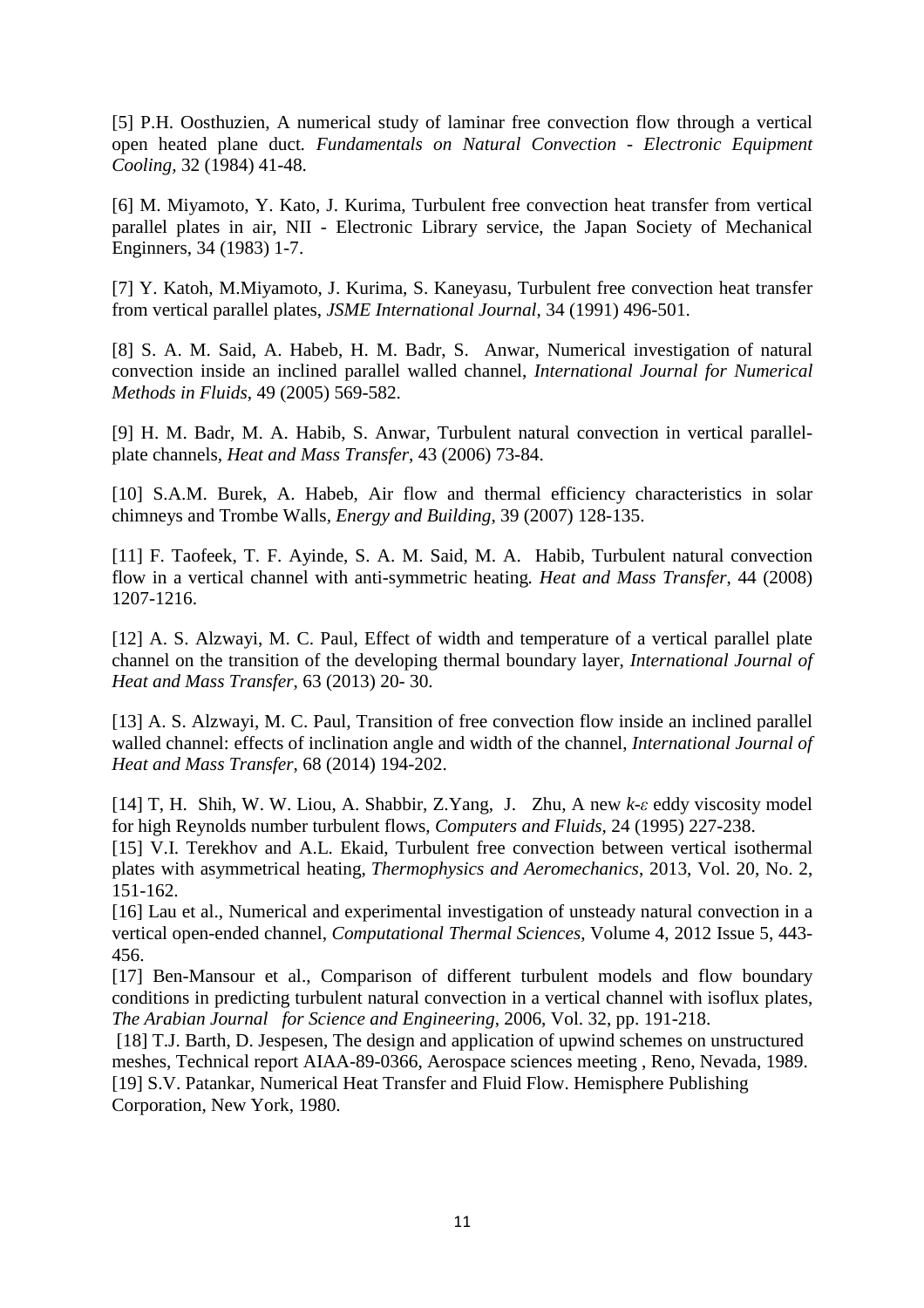[5] P.H. Oosthuzien, A numerical study of laminar free convection flow through a vertical open heated plane duct. *Fundamentals on Natural Convection - Electronic Equipment Cooling*, 32 (1984) 41-48.

[6] M. Miyamoto, Y. Kato, J. Kurima, Turbulent free convection heat transfer from vertical parallel plates in air, NII - Electronic Library service, the Japan Society of Mechanical Enginners, 34 (1983) 1-7.

[7] Y. Katoh, M.Miyamoto, J. Kurima, S. Kaneyasu, Turbulent free convection heat transfer from vertical parallel plates, *JSME International Journal*, 34 (1991) 496-501.

[8] S. A. M. Said, A. Habeb, H. M. Badr, S. Anwar, Numerical investigation of natural convection inside an inclined parallel walled channel, *International Journal for Numerical Methods in Fluids*, 49 (2005) 569-582.

[9] H. M. Badr, M. A. Habib, S. Anwar, Turbulent natural convection in vertical parallel-plate channels, *Heat and Mass Transfer*, 43 (2006) 73-84.

[10] S.A.M. Burek, A. Habeb, Air flow and thermal efficiency characteristics in solar chimneys and Trombe Walls, *Energy and Building*, 39 (2007) 128-135.

[11] F. Taofeek, T. F. Ayinde, S. A. M. Said, M. A. Habib, Turbulent natural convection flow in a vertical channel with anti-symmetric heating. *Heat and Mass Transfer*, 44 (2008) 1207-1216.

[12] A. S. Alzwayi, M. C. Paul, Effect of width and temperature of a vertical parallel plate channel on the transition of the developing thermal boundary layer, *International Journal of Heat and Mass Transfer*, 63 (2013) 20- 30.

[13] A. S. Alzwayi, M. C. Paul, Transition of free convection flow inside an inclined parallel walled channel: effects of inclination angle and width of the channel, *International Journal of Heat and Mass Transfer*, 68 (2014) 194-202.

[14] T, H. Shih, W. W. Liou, A. Shabbir, Z.Yang, J. Zhu, A new $k$-$\varepsilon$ eddy viscosity model for high Reynolds number turbulent flows, *Computers and Fluids*, 24 (1995) 227-238.

[15] V.I. Terekhov and A.L. Ekaid, Turbulent free convection between vertical isothermal plates with asymmetrical heating, *Thermophysics and Aeromechanics*, 2013, Vol. 20, No. 2, 151-162.

[16] Lau et al., Numerical and experimental investigation of unsteady natural convection in a vertical open-ended channel, *Computational Thermal Sciences*, Volume 4, 2012 Issue 5, 443-456.

[17] Ben-Mansour et al., Comparison of different turbulent models and flow boundary conditions in predicting turbulent natural convection in a vertical channel with isoflux plates, *The Arabian Journal for Science and Engineering*, 2006, Vol. 32, pp. 191-218.

[18] T.J. Barth, D. Jespesen, The design and application of upwind schemes on unstructured meshes, Technical report AIAA-89-0366, Aerospace sciences meeting , Reno, Nevada, 1989.

[19] S.V. Patankar, Numerical Heat Transfer and Fluid Flow. Hemisphere Publishing Corporation, New York, 1980.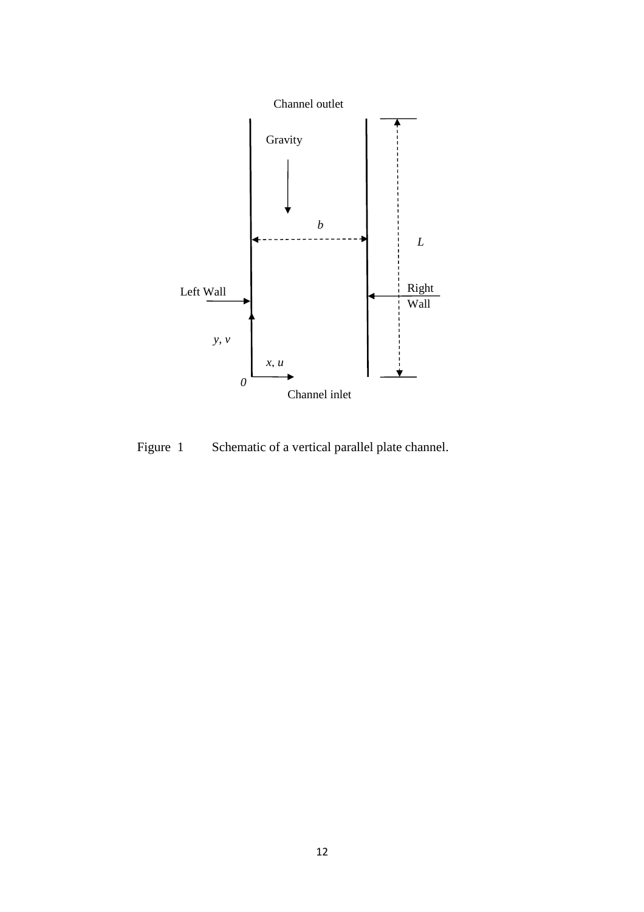Figure 1 Schematic of a vertical parallel plate channel.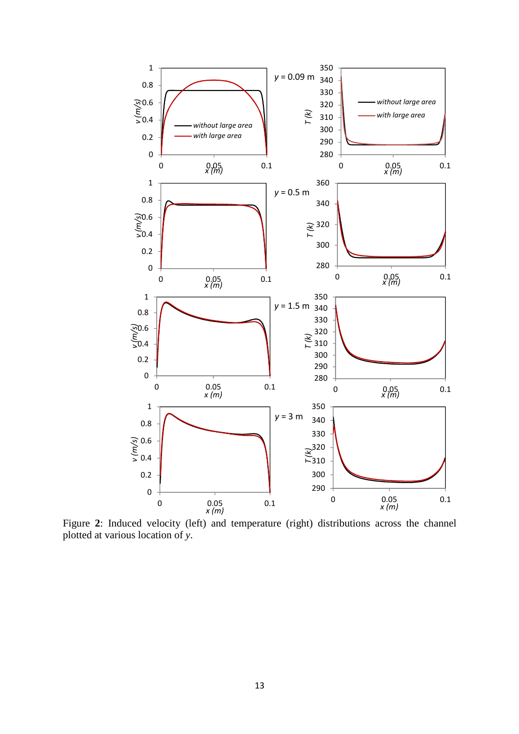Figure 2: Induced velocity (left) and temperature (right) distributions across the channel plotted at various location of *y*.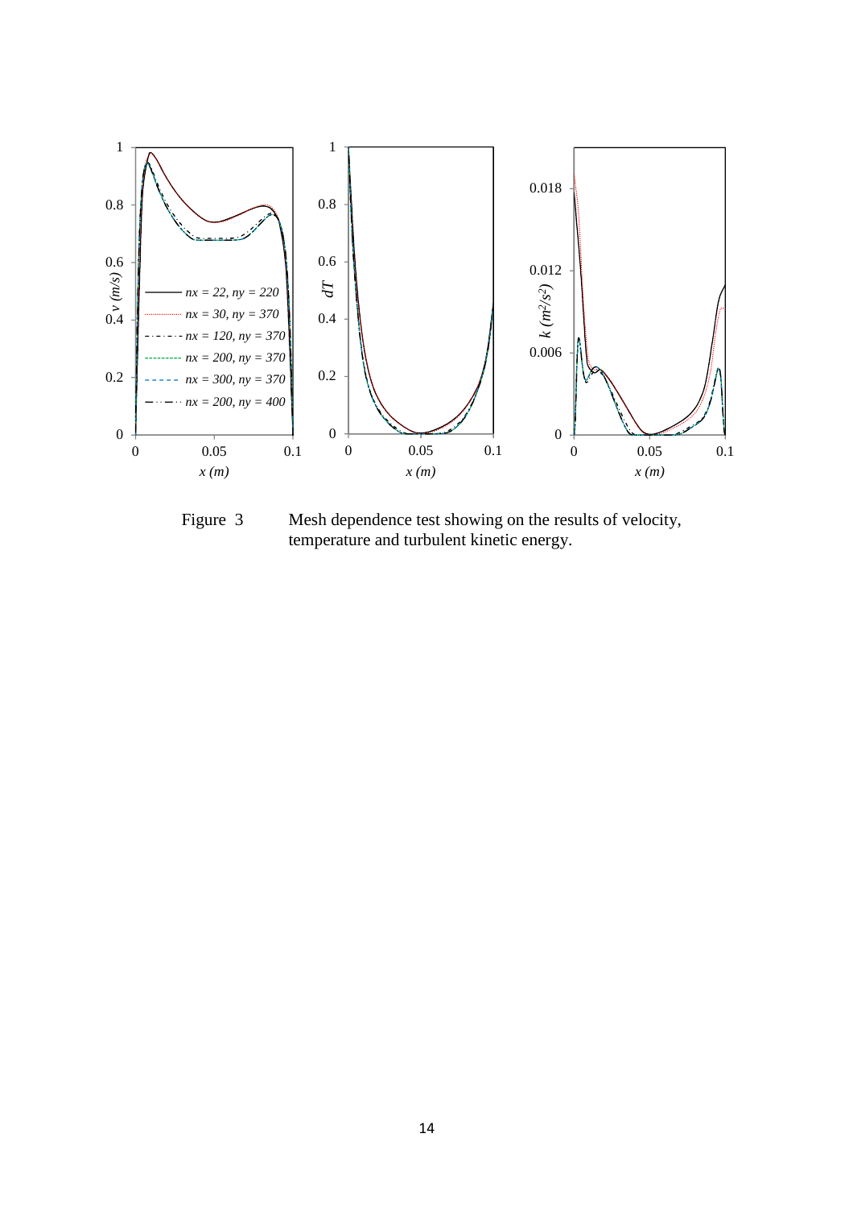Figure 3 Mesh dependence test showing on the results of velocity, temperature and turbulent kinetic energy.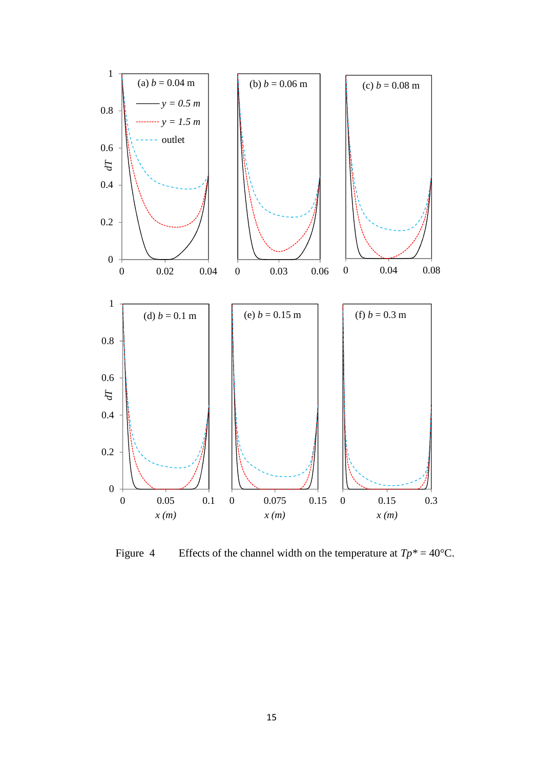Figure 4 Effects of the channel width on the temperature at $Tp^* = 40°C$.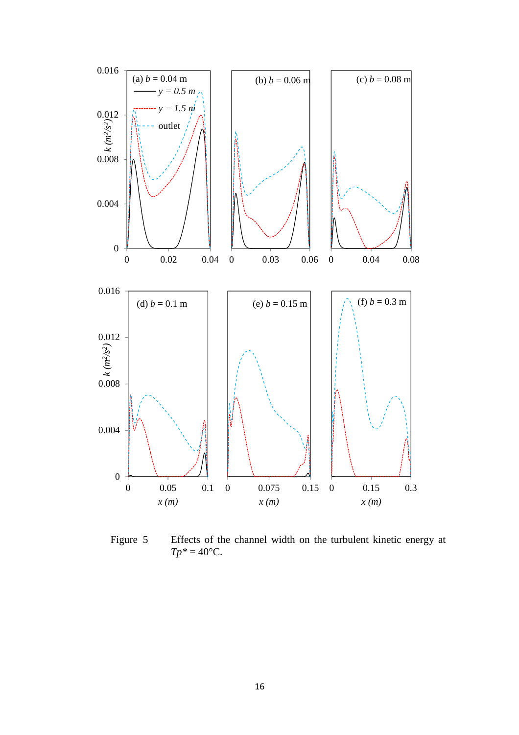Figure 5 Effects of the channel width on the turbulent kinetic energy at $Tp^* = 40°C$.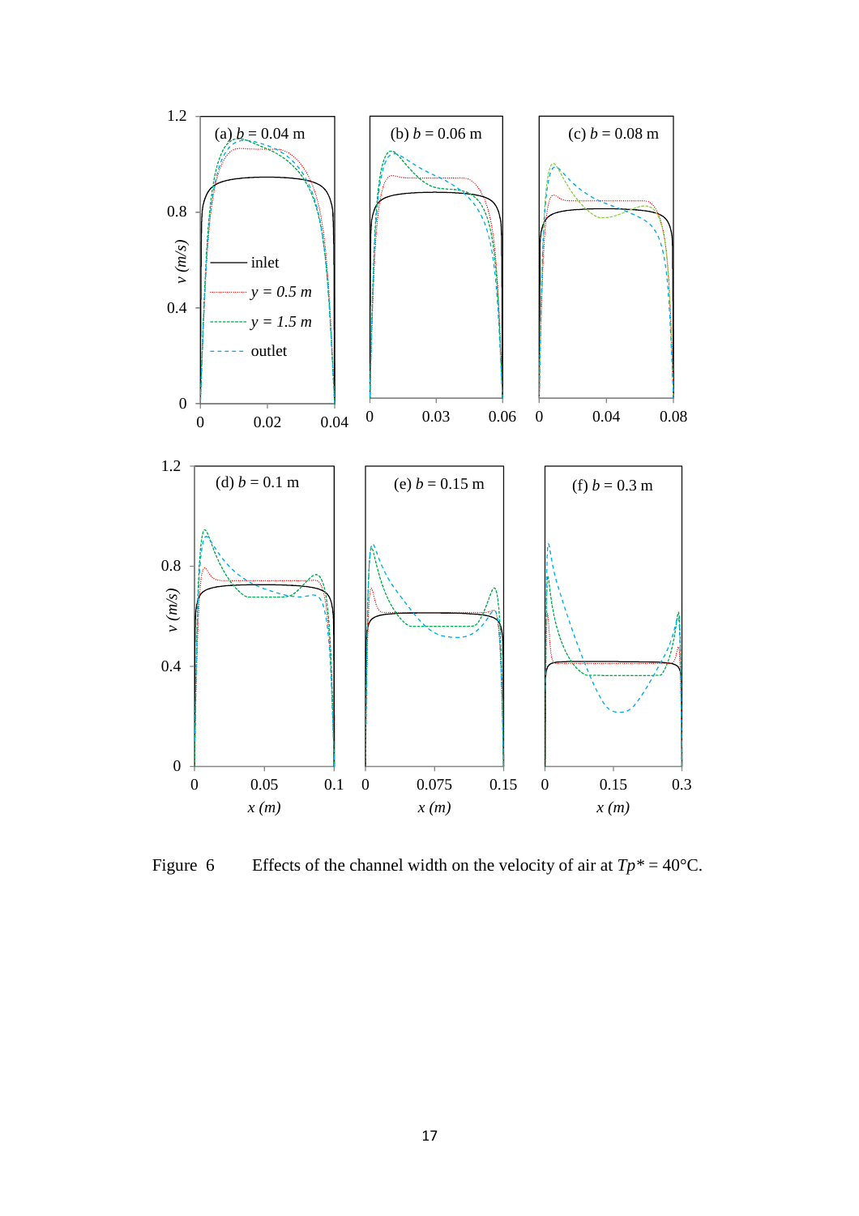Figure 6 Effects of the channel width on the velocity of air at $Tp^* = 40°C$.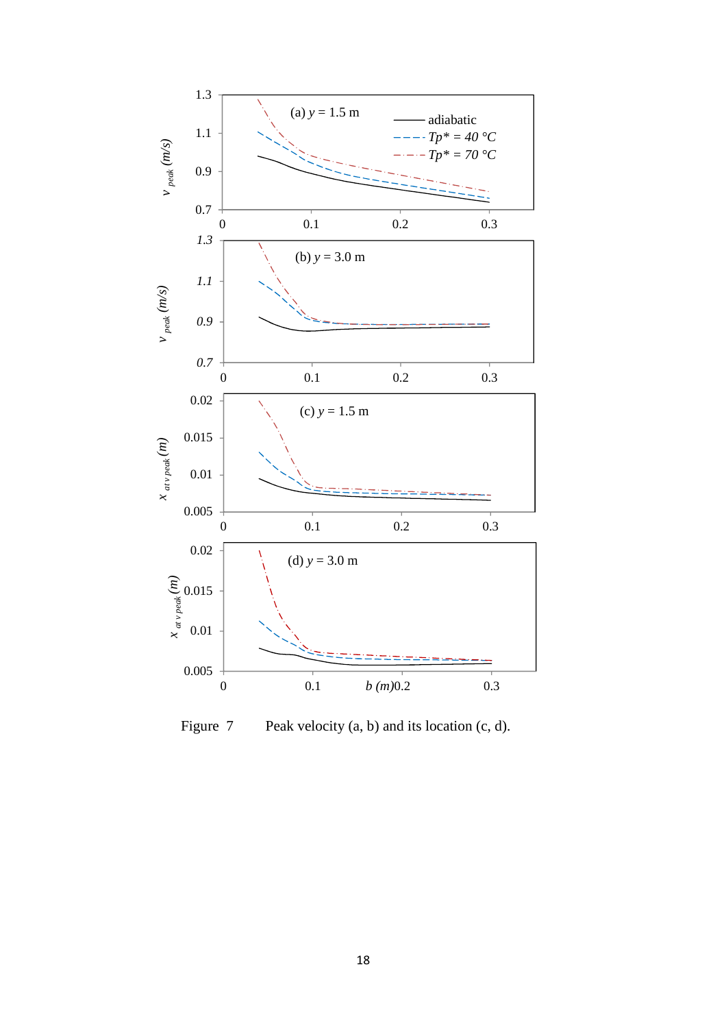Figure 7 Peak velocity (a, b) and its location (c, d).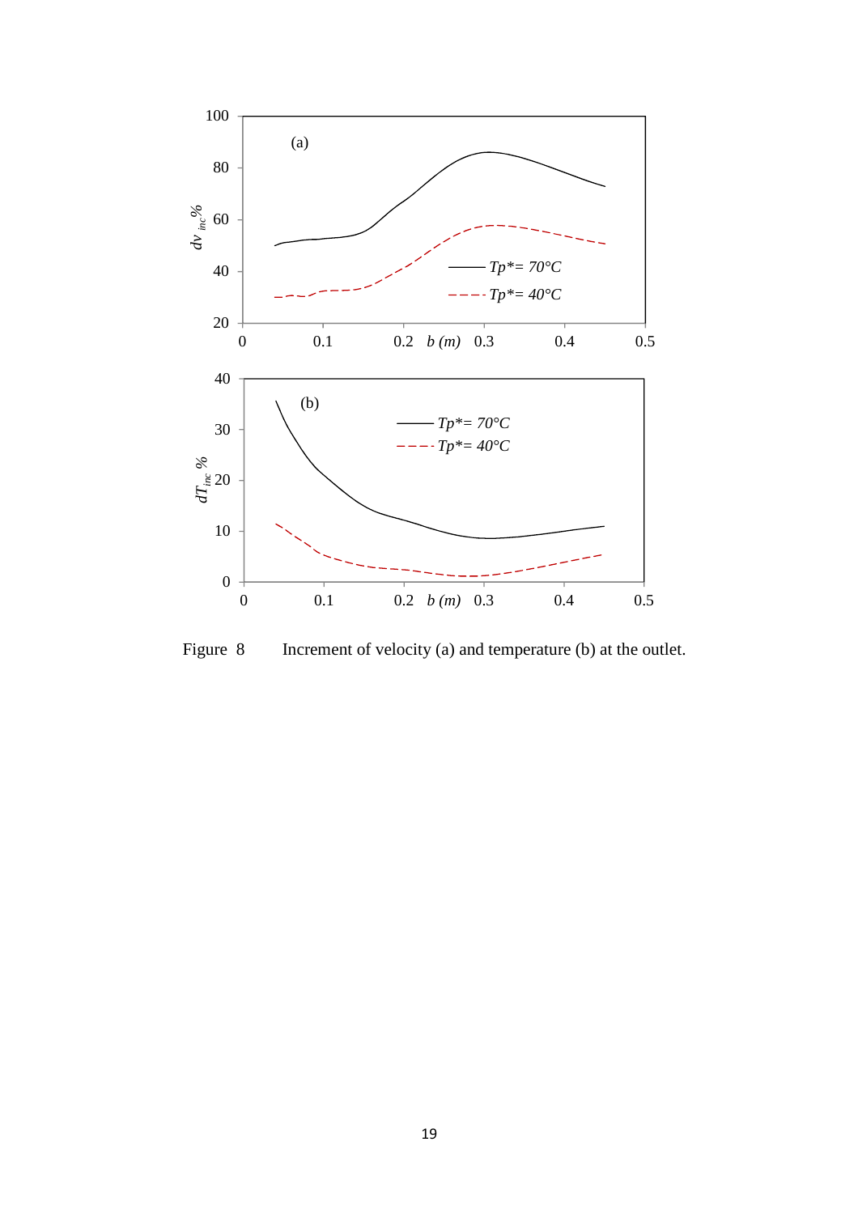Figure 8  Increment of velocity (a) and temperature (b) at the outlet.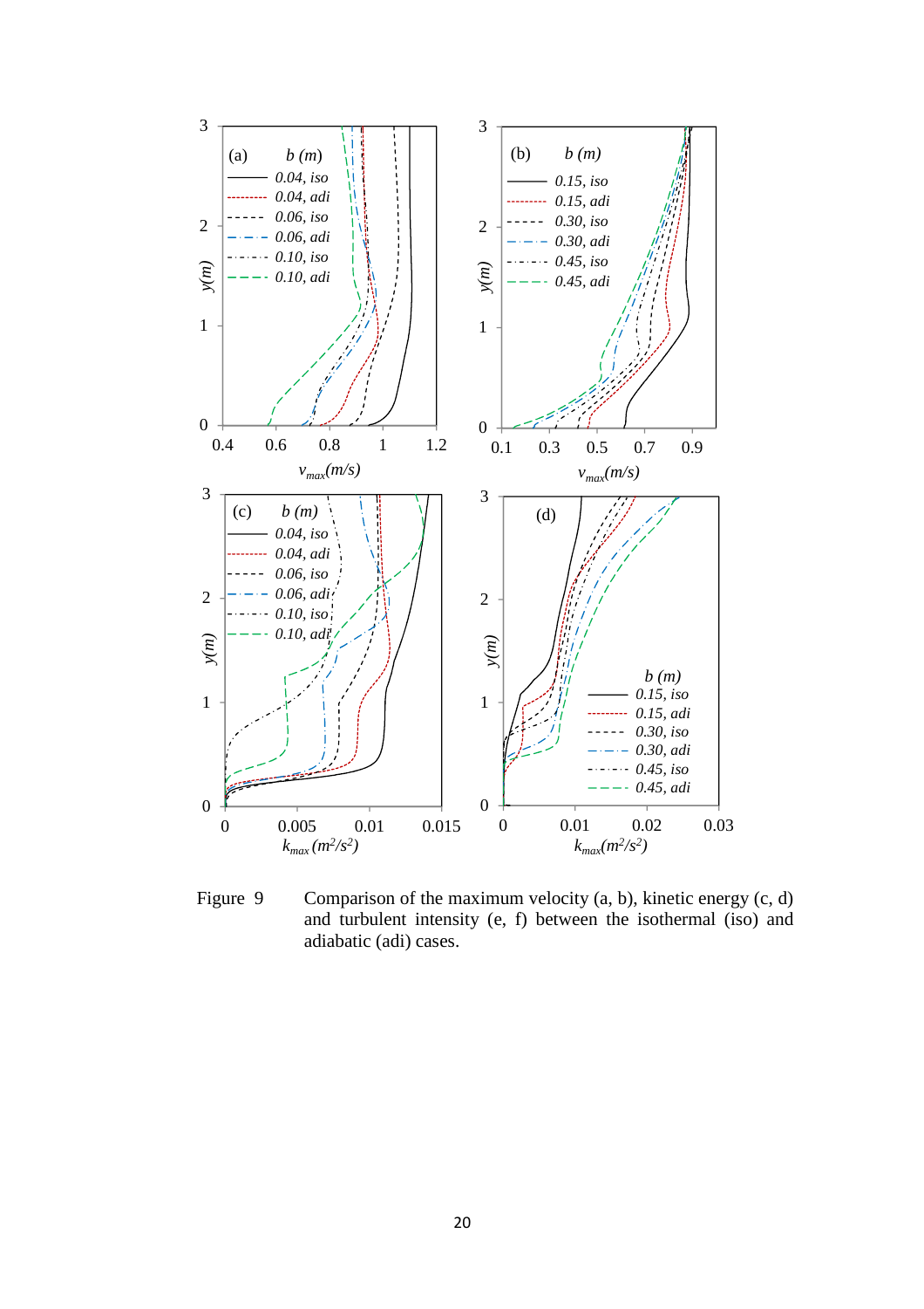Figure 9 Comparison of the maximum velocity (a, b), kinetic energy (c, d) and turbulent intensity (e, f) between the isothermal (iso) and adiabatic (adi) cases.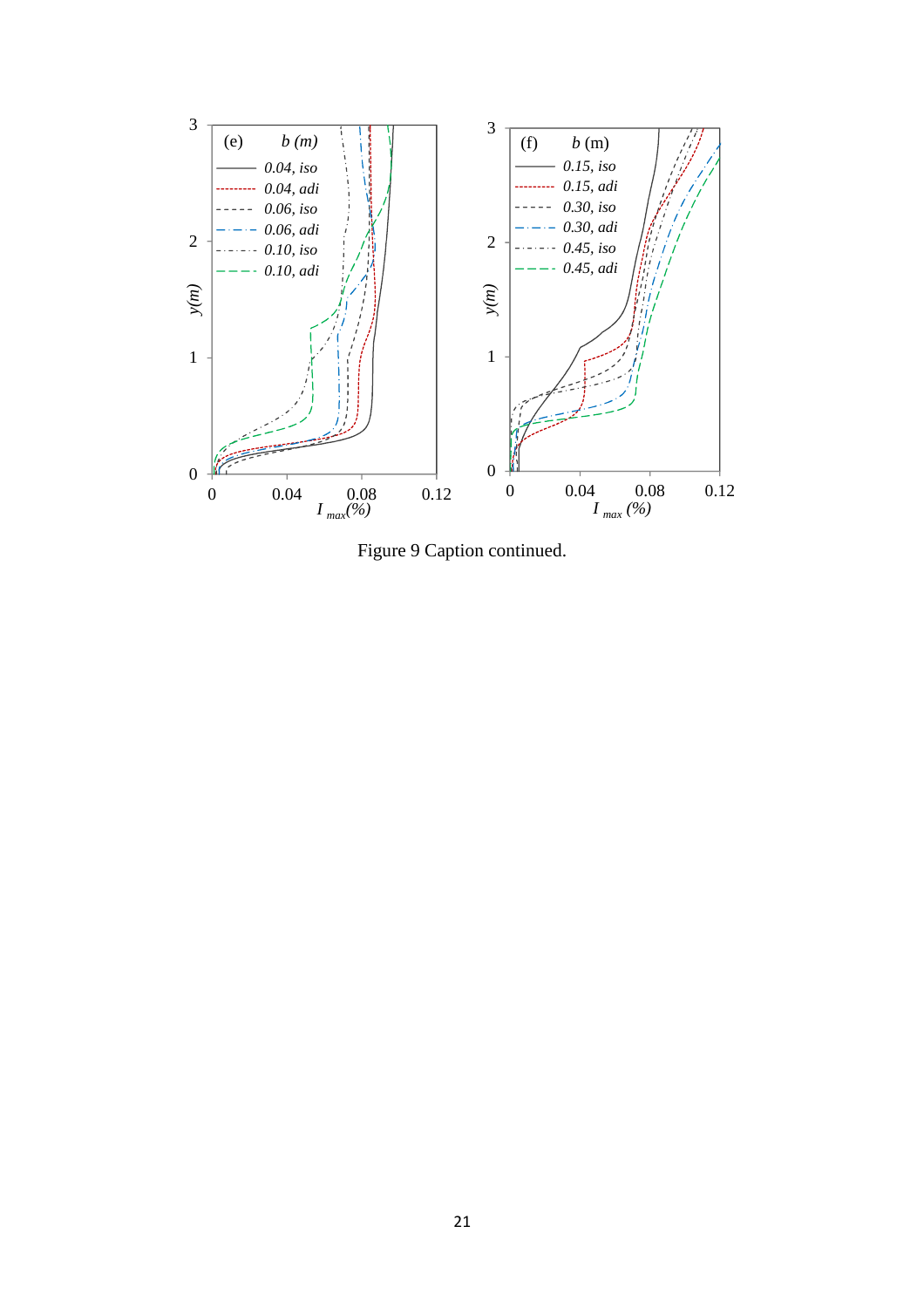Figure 9 Caption continued.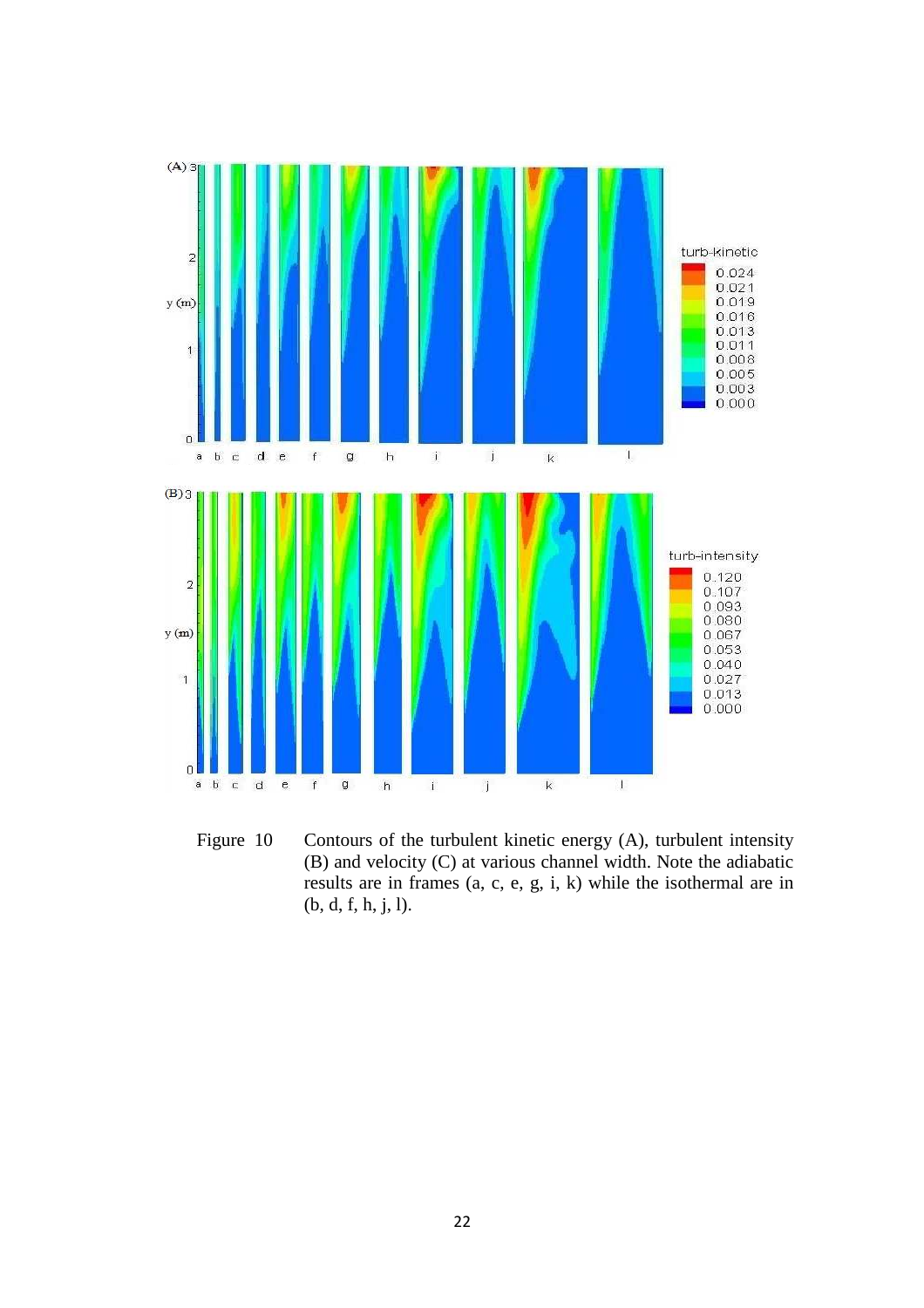Figure 10 Contours of the turbulent kinetic energy (A), turbulent intensity (B) and velocity (C) at various channel width. Note the adiabatic results are in frames (a, c, e, g, i, k) while the isothermal are in (b, d, f, h, j, l).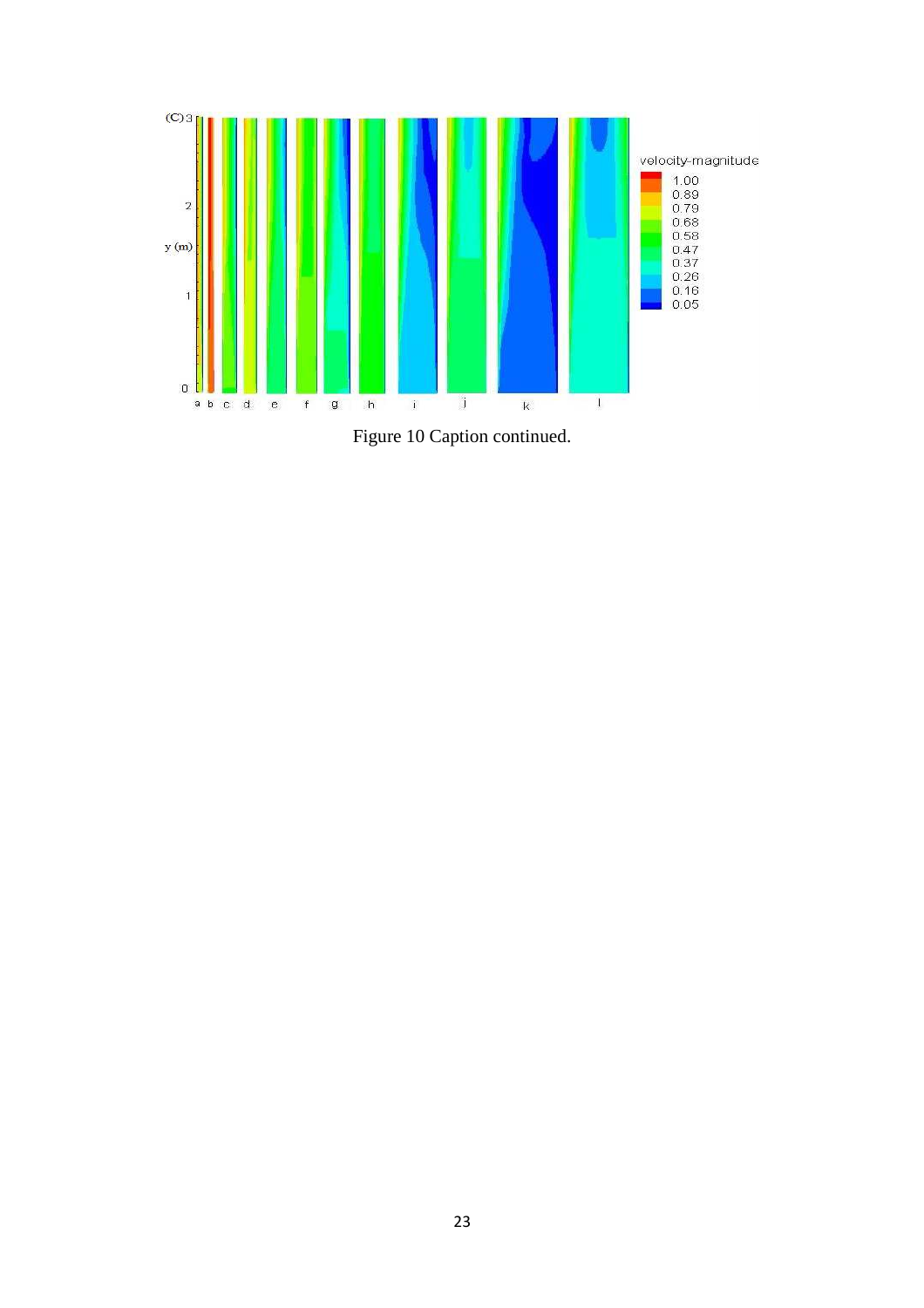Figure 10 Caption continued.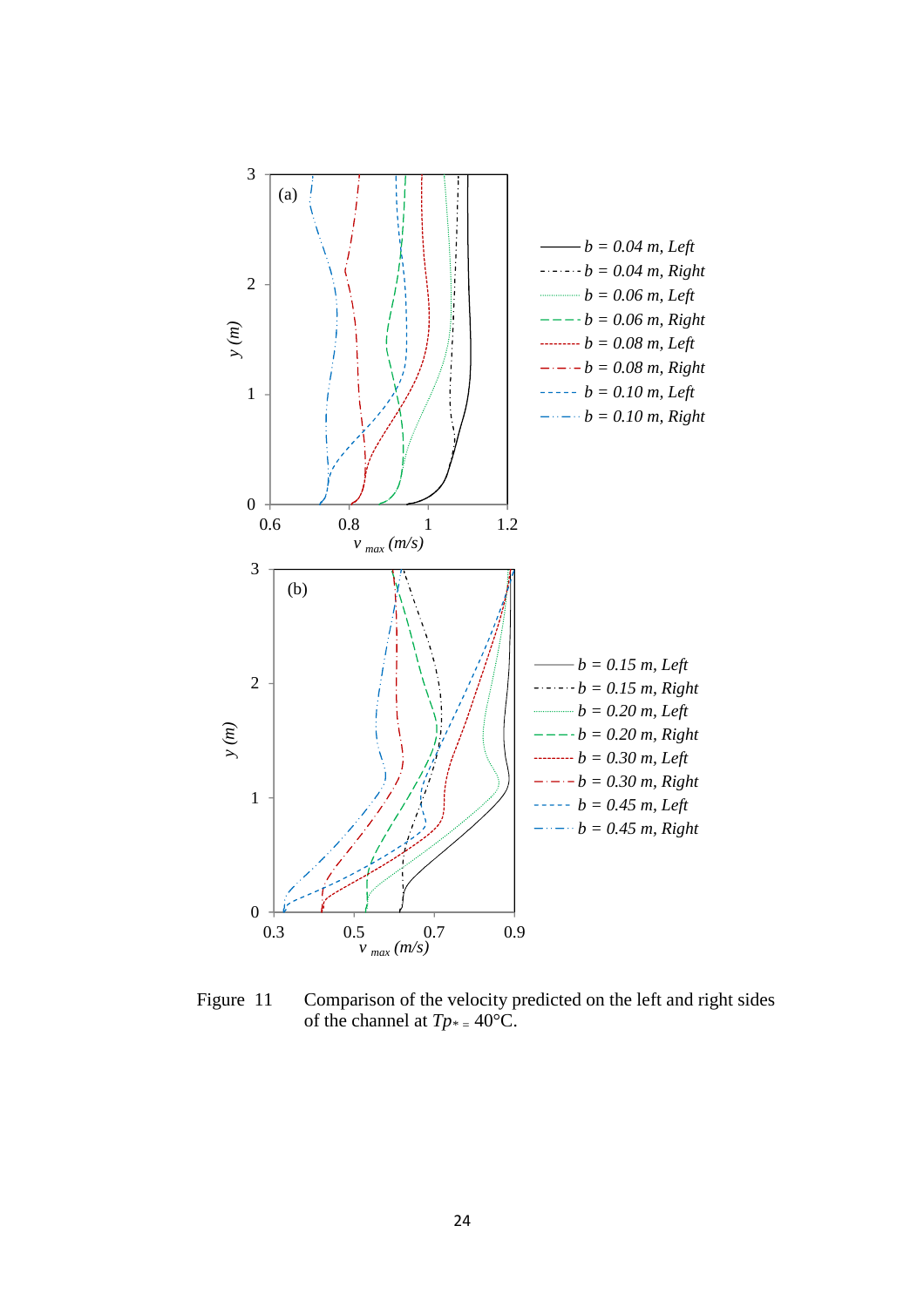Figure 11 Comparison of the velocity predicted on the left and right sides of the channel at $Tp_* = 40$°C.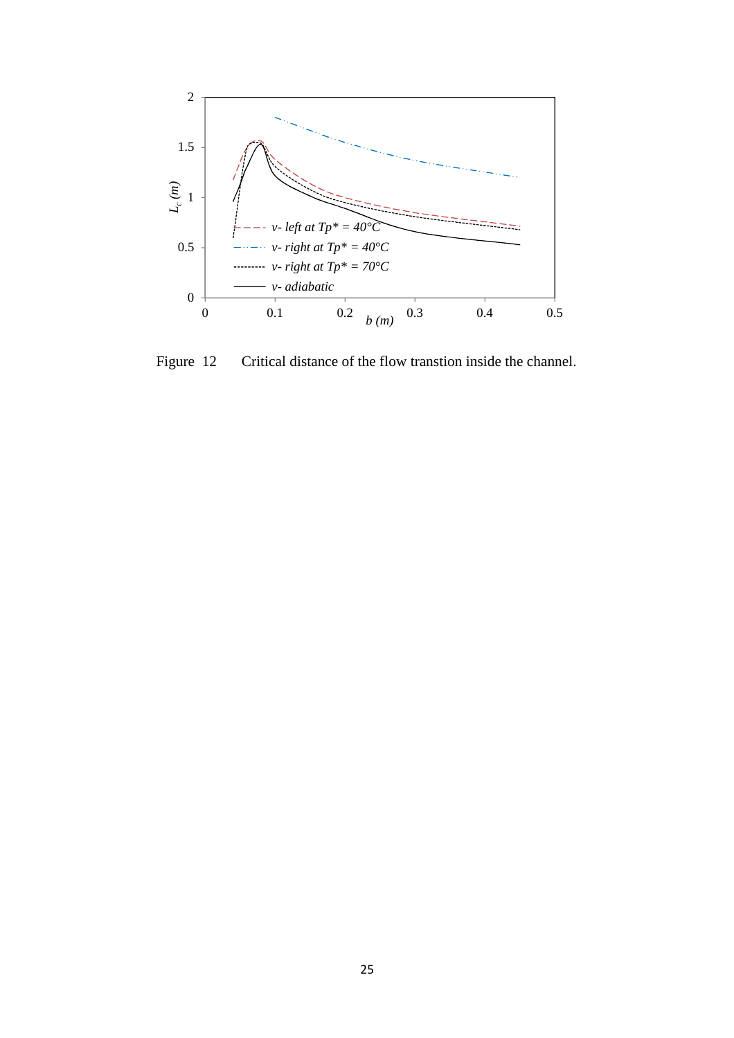2

1.5

1

0.5

0

$L_c$ (m)

0

0.1

0.2

0.3

0.4

0.5

b (m)

v- left at Tp* = 40°C

v- right at Tp* = 40°C

v- right at Tp* = 70°C

v- adiabatic

Figure 12 Critical distance of the flow transtion inside the channel.